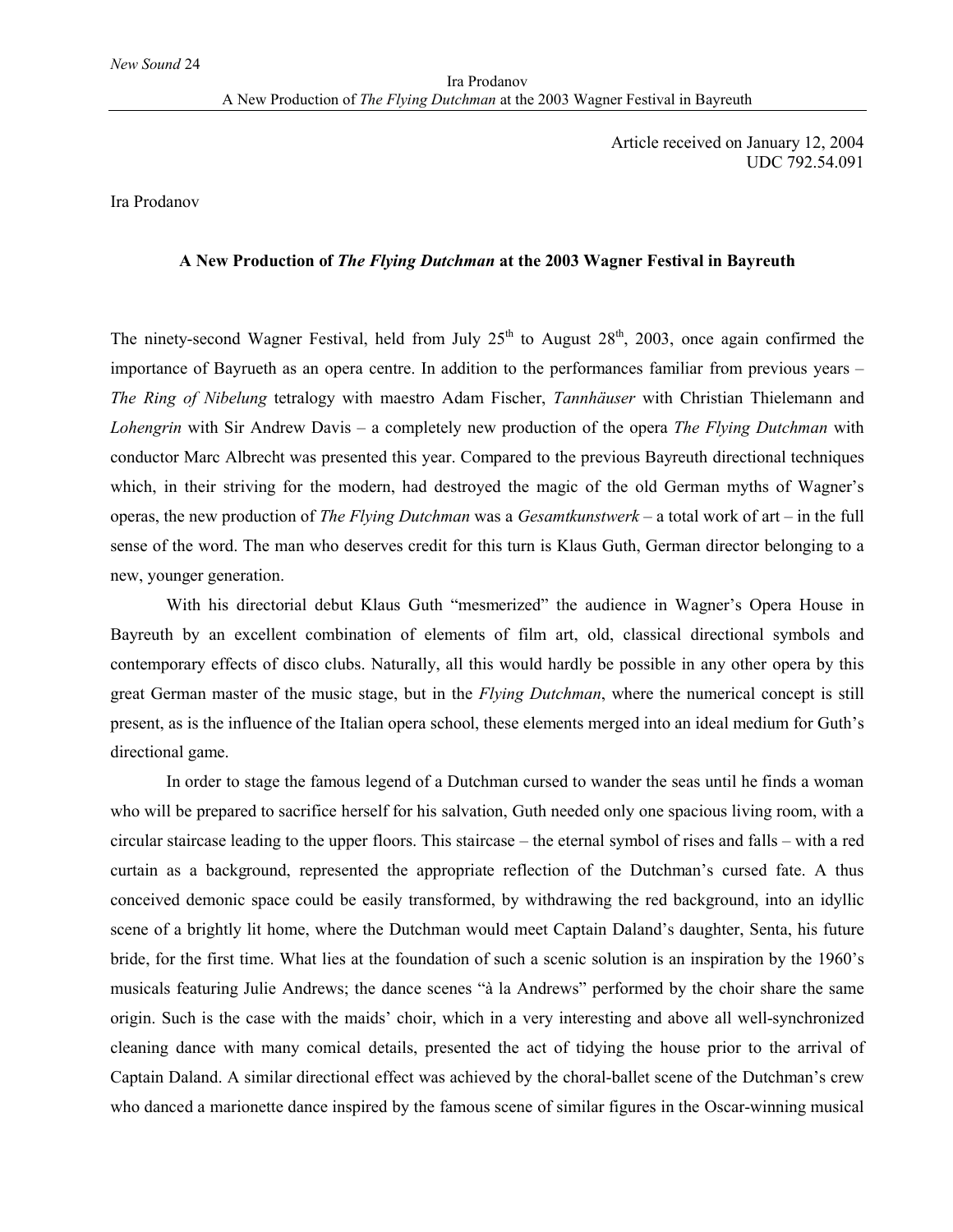Article received on January 12, 2004
UDC 792.54.091

Ira Prodanov

# A New Production of *The Flying Dutchman* at the 2003 Wagner Festival in Bayrueth

The ninety-second Wagner Festival, held from July 25th to August 28th, 2003, once again confirmed the importance of Bayrueth as an opera centre. In addition to the performances familiar from previous years – *The Ring of Nibelung* tetralogy with maestro Adam Fischer, *Tannhäuser* with Christian Thielemann and *Lohengrin* with Sir Andrew Davis – a completely new production of the opera *The Flying Dutchman* with conductor Marc Albrecht was presented this year. Compared to the previous Bayreuth directional techniques which, in their striving for the modern, had destroyed the magic of the old German myths of Wagner's operas, the new production of *The Flying Dutchman* was a *Gesamtkunstwerk* – a total work of art – in the full sense of the word. The man who deserves credit for this turn is Klaus Guth, German director belonging to a new, younger generation.

With his directorial debut Klaus Guth "mesmerized" the audience in Wagner's Opera House in Bayreuth by an excellent combination of elements of film art, old, classical directional symbols and contemporary effects of disco clubs. Naturally, all this would hardly be possible in any other opera by this great German master of the music stage, but in the *Flying Dutchman*, where the numerical concept is still present, as is the influence of the Italian opera school, these elements merged into an ideal medium for Guth's directional game.

In order to stage the famous legend of a Dutchman cursed to wander the seas until he finds a woman who will be prepared to sacrifice herself for his salvation, Guth needed only one spacious living room, with a circular staircase leading to the upper floors. This staircase – the eternal symbol of rises and falls – with a red curtain as a background, represented the appropriate reflection of the Dutchman's cursed fate. A thus conceived demonic space could be easily transformed, by withdrawing the red background, into an idyllic scene of a brightly lit home, where the Dutchman would meet Captain Daland's daughter, Senta, his future bride, for the first time. What lies at the foundation of such a scenic solution is an inspiration by the 1960's musicals featuring Julie Andrews; the dance scenes "à la Andrews" performed by the choir share the same origin. Such is the case with the maids' choir, which in a very interesting and above all well-synchronized cleaning dance with many comical details, presented the act of tidying the house prior to the arrival of Captain Daland. A similar directional effect was achieved by the choral-ballet scene of the Dutchman's crew who danced a marionette dance inspired by the famous scene of similar figures in the Oscar-winning musical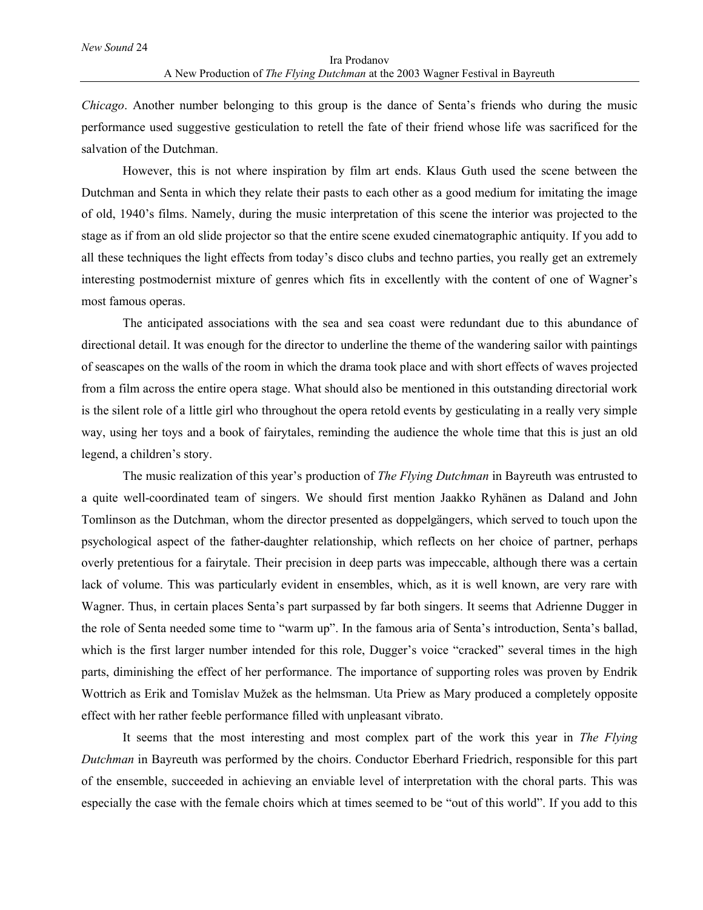*Chicago*. Another number belonging to this group is the dance of Senta's friends who during the music performance used suggestive gesticulation to retell the fate of their friend whose life was sacrificed for the salvation of the Dutchman.

However, this is not where inspiration by film art ends. Klaus Guth used the scene between the Dutchman and Senta in which they relate their pasts to each other as a good medium for imitating the image of old, 1940's films. Namely, during the music interpretation of this scene the interior was projected to the stage as if from an old slide projector so that the entire scene exuded cinematographic antiquity. If you add to all these techniques the light effects from today's disco clubs and techno parties, you really get an extremely interesting postmodernist mixture of genres which fits in excellently with the content of one of Wagner's most famous operas.

The anticipated associations with the sea and sea coast were redundant due to this abundance of directional detail. It was enough for the director to underline the theme of the wandering sailor with paintings of seascapes on the walls of the room in which the drama took place and with short effects of waves projected from a film across the entire opera stage. What should also be mentioned in this outstanding directorial work is the silent role of a little girl who throughout the opera retold events by gesticulating in a really very simple way, using her toys and a book of fairytales, reminding the audience the whole time that this is just an old legend, a children's story.

The music realization of this year's production of *The Flying Dutchman* in Bayreuth was entrusted to a quite well-coordinated team of singers. We should first mention Jaakko Ryhänen as Daland and John Tomlinson as the Dutchman, whom the director presented as doppelgängers, which served to touch upon the psychological aspect of the father-daughter relationship, which reflects on her choice of partner, perhaps overly pretentious for a fairytale. Their precision in deep parts was impeccable, although there was a certain lack of volume. This was particularly evident in ensembles, which, as it is well known, are very rare with Wagner. Thus, in certain places Senta's part surpassed by far both singers. It seems that Adrienne Dugger in the role of Senta needed some time to "warm up". In the famous aria of Senta's introduction, Senta's ballad, which is the first larger number intended for this role, Dugger's voice "cracked" several times in the high parts, diminishing the effect of her performance. The importance of supporting roles was proven by Endrik Wottrich as Erik and Tomislav Mužek as the helmsman. Uta Priew as Mary produced a completely opposite effect with her rather feeble performance filled with unpleasant vibrato.

It seems that the most interesting and most complex part of the work this year in *The Flying Dutchman* in Bayreuth was performed by the choirs. Conductor Eberhard Friedrich, responsible for this part of the ensemble, succeeded in achieving an enviable level of interpretation with the choral parts. This was especially the case with the female choirs which at times seemed to be "out of this world". If you add to this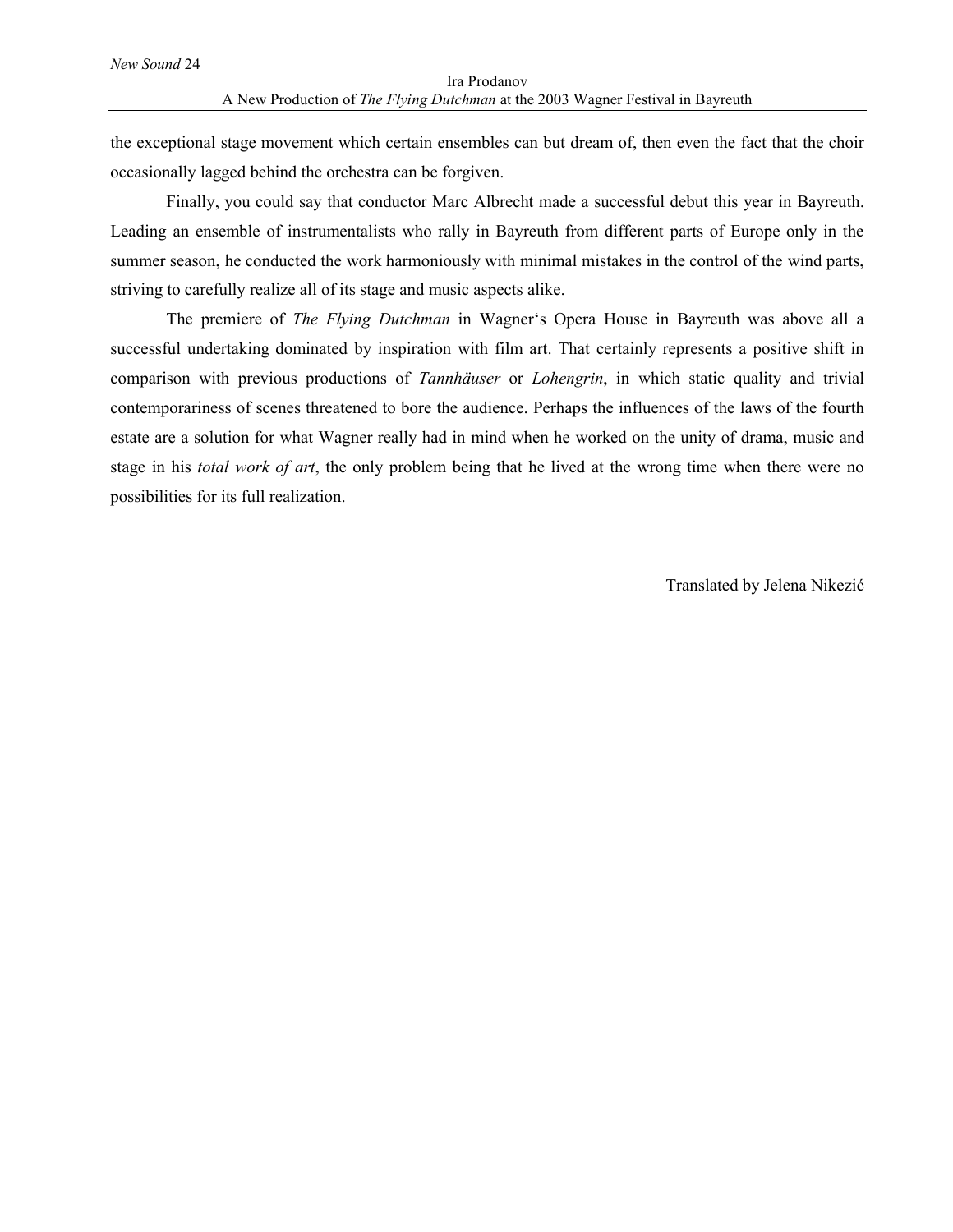the exceptional stage movement which certain ensembles can but dream of, then even the fact that the choir occasionally lagged behind the orchestra can be forgiven.

Finally, you could say that conductor Marc Albrecht made a successful debut this year in Bayreuth. Leading an ensemble of instrumentalists who rally in Bayreuth from different parts of Europe only in the summer season, he conducted the work harmoniously with minimal mistakes in the control of the wind parts, striving to carefully realize all of its stage and music aspects alike.

The premiere of *The Flying Dutchman* in Wagner's Opera House in Bayreuth was above all a successful undertaking dominated by inspiration with film art. That certainly represents a positive shift in comparison with previous productions of *Tannhäuser* or *Lohengrin*, in which static quality and trivial contemporariness of scenes threatened to bore the audience. Perhaps the influences of the laws of the fourth estate are a solution for what Wagner really had in mind when he worked on the unity of drama, music and stage in his *total work of art*, the only problem being that he lived at the wrong time when there were no possibilities for its full realization.

Translated by Jelena Nikezić